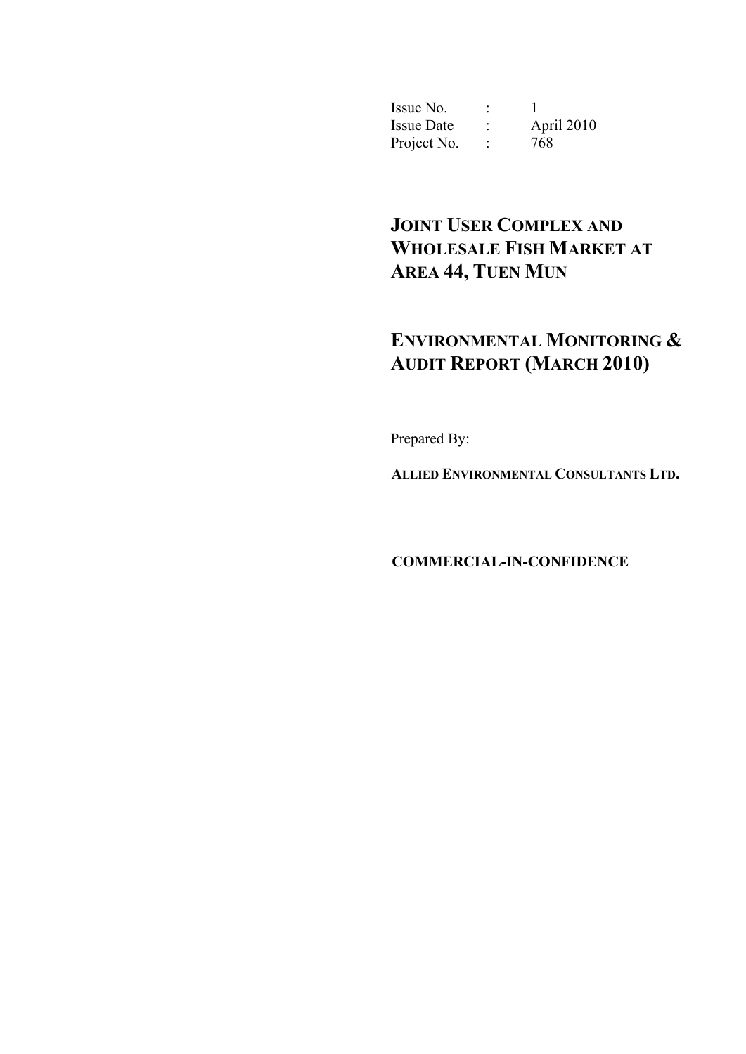Issue No. : 1
Issue Date : April 2010
Project No. : 768

# JOINT USER COMPLEX AND WHOLESALE FISH MARKET AT AREA 44, TUEN MUN

# ENVIRONMENTAL MONITORING & AUDIT REPORT (MARCH 2010)

Prepared By:

**ALLIED ENVIRONMENTAL CONSULTANTS LTD.**

**COMMERCIAL-IN-CONFIDENCE**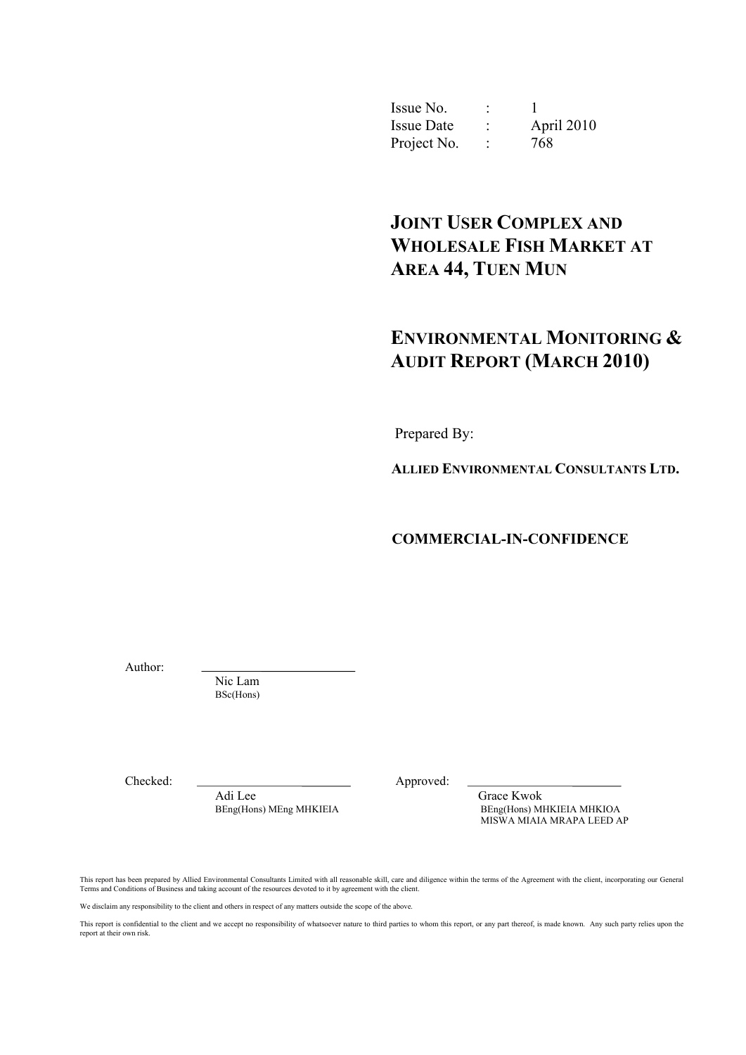| | | |
|---|---|---|
| Issue No. | : | 1 |
| Issue Date | : | April 2010 |
| Project No. | : | 768 |

# JOINT USER COMPLEX AND WHOLESALE FISH MARKET AT AREA 44, TUEN MUN

# ENVIRONMENTAL MONITORING & AUDIT REPORT (MARCH 2010)

Prepared By:

**ALLIED ENVIRONMENTAL CONSULTANTS LTD.**

**COMMERCIAL-IN-CONFIDENCE**

Author: ________________________

Nic Lam
BSc(Hons)

Checked: ________________________

Adi Lee
BEng(Hons) MEng MHKIEIA

Approved: ________________________

Grace Kwok
BEng(Hons) MHKIEIA MHKIOA MISWA MIAIA MRAPA LEED AP

This report has been prepared by Allied Environmental Consultants Limited with all reasonable skill, care and diligence within the terms of the Agreement with the client, incorporating our General Terms and Conditions of Business and taking account of the resources devoted to it by agreement with the client.

We disclaim any responsibility to the client and others in respect of any matters outside the scope of the above.

This report is confidential to the client and we accept no responsibility of whatsoever nature to third parties to whom this report, or any part thereof, is made known. Any such party relies upon the report at their own risk.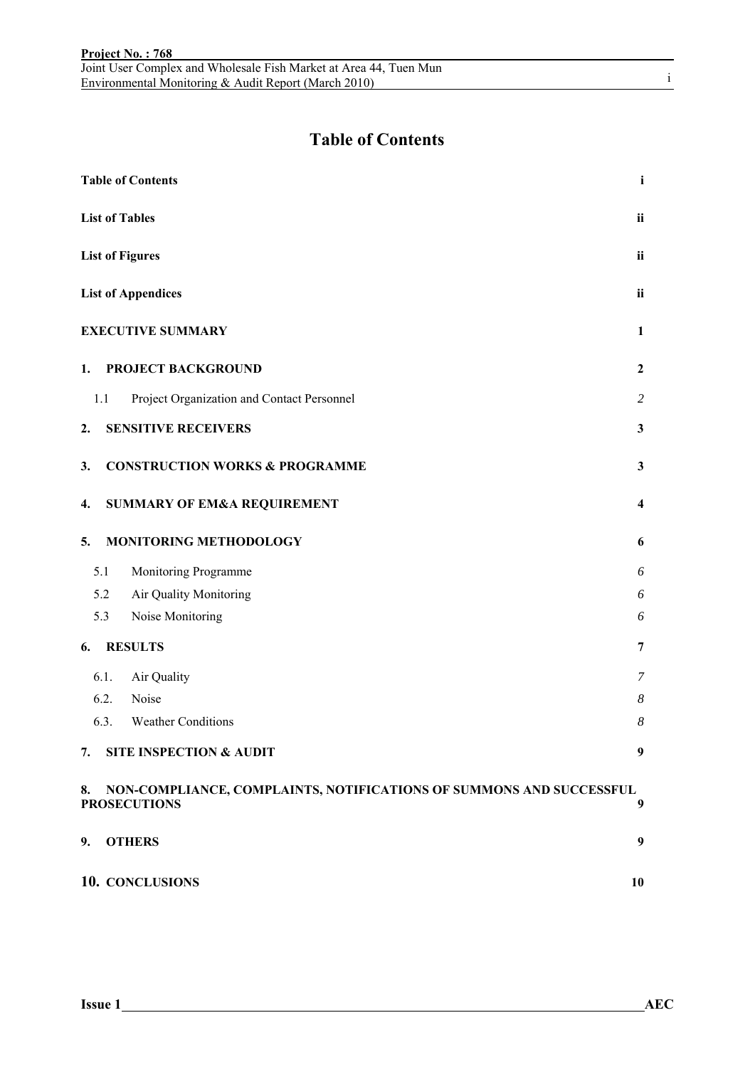# Table of Contents

| | |
|---|---|
| **Table of Contents** | **i** |
| **List of Tables** | **ii** |
| **List of Figures** | **ii** |
| **List of Appendices** | **ii** |
| **EXECUTIVE SUMMARY** | **1** |
| **1. PROJECT BACKGROUND** | **2** |
| 1.1 Project Organization and Contact Personnel | *2* |
| **2. SENSITIVE RECEIVERS** | **3** |
| **3. CONSTRUCTION WORKS & PROGRAMME** | **3** |
| **4. SUMMARY OF EM&A REQUIREMENT** | **4** |
| **5. MONITORING METHODOLOGY** | **6** |
| 5.1 Monitoring Programme | *6* |
| 5.2 Air Quality Monitoring | *6* |
| 5.3 Noise Monitoring | *6* |
| **6. RESULTS** | **7** |
| 6.1. Air Quality | *7* |
| 6.2. Noise | *8* |
| 6.3. Weather Conditions | *8* |
| **7. SITE INSPECTION & AUDIT** | **9** |
| **8. NON-COMPLIANCE, COMPLAINTS, NOTIFICATIONS OF SUMMONS AND SUCCESSFUL PROSECUTIONS** | **9** |
| **9. OTHERS** | **9** |
| **10. CONCLUSIONS** | **10** |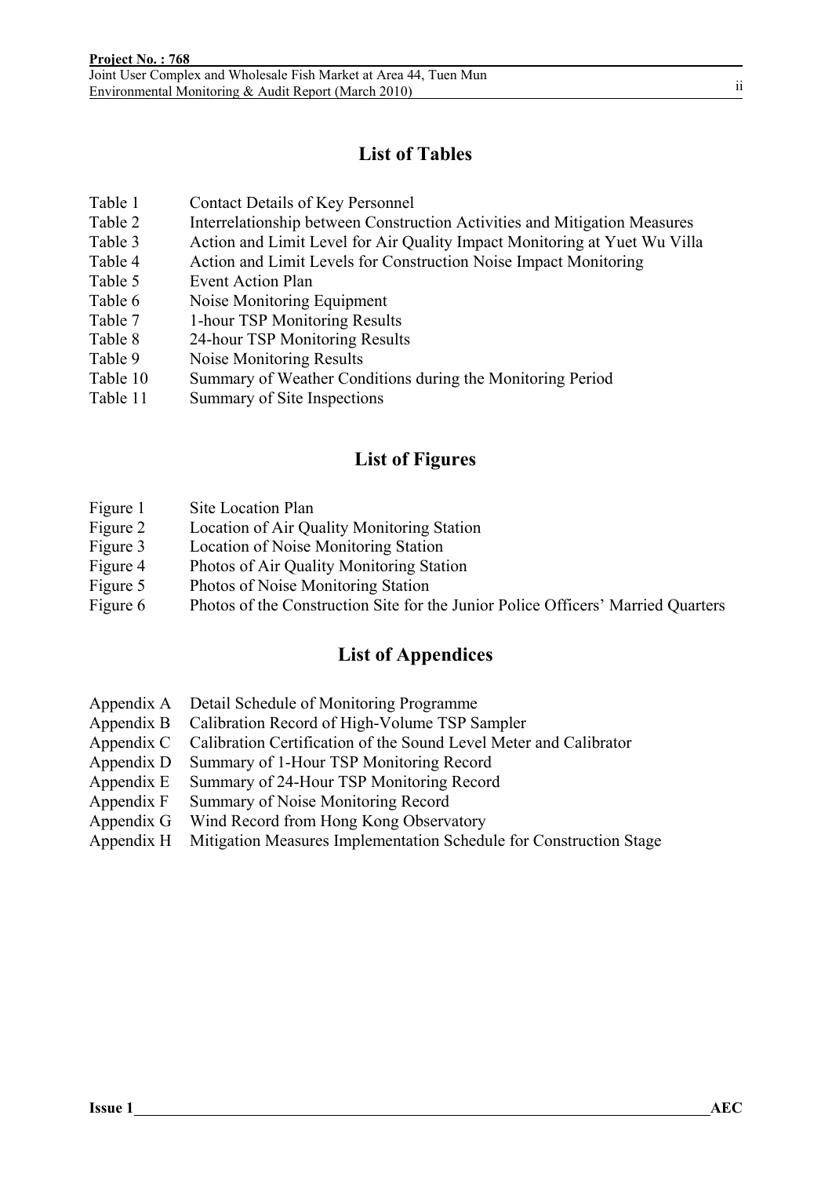## List of Tables

| | |
|---|---|
| Table 1 | Contact Details of Key Personnel |
| Table 2 | Interrelationship between Construction Activities and Mitigation Measures |
| Table 3 | Action and Limit Level for Air Quality Impact Monitoring at Yuet Wu Villa |
| Table 4 | Action and Limit Levels for Construction Noise Impact Monitoring |
| Table 5 | Event Action Plan |
| Table 6 | Noise Monitoring Equipment |
| Table 7 | 1-hour TSP Monitoring Results |
| Table 8 | 24-hour TSP Monitoring Results |
| Table 9 | Noise Monitoring Results |
| Table 10 | Summary of Weather Conditions during the Monitoring Period |
| Table 11 | Summary of Site Inspections |

## List of Figures

| | |
|---|---|
| Figure 1 | Site Location Plan |
| Figure 2 | Location of Air Quality Monitoring Station |
| Figure 3 | Location of Noise Monitoring Station |
| Figure 4 | Photos of Air Quality Monitoring Station |
| Figure 5 | Photos of Noise Monitoring Station |
| Figure 6 | Photos of the Construction Site for the Junior Police Officers' Married Quarters |

## List of Appendices

| | |
|---|---|
| Appendix A | Detail Schedule of Monitoring Programme |
| Appendix B | Calibration Record of High-Volume TSP Sampler |
| Appendix C | Calibration Certification of the Sound Level Meter and Calibrator |
| Appendix D | Summary of 1-Hour TSP Monitoring Record |
| Appendix E | Summary of 24-Hour TSP Monitoring Record |
| Appendix F | Summary of Noise Monitoring Record |
| Appendix G | Wind Record from Hong Kong Observatory |
| Appendix H | Mitigation Measures Implementation Schedule for Construction Stage |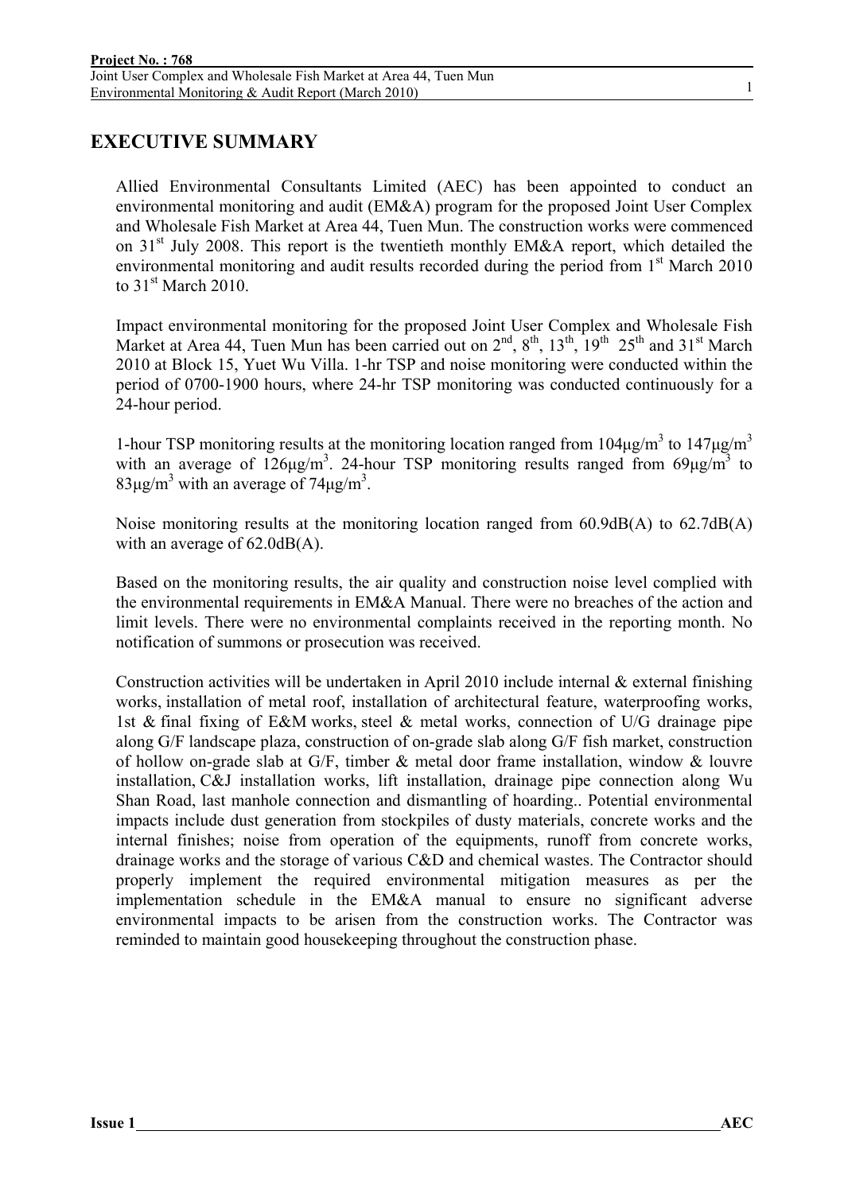# EXECUTIVE SUMMARY

Allied Environmental Consultants Limited (AEC) has been appointed to conduct an environmental monitoring and audit (EM&A) program for the proposed Joint User Complex and Wholesale Fish Market at Area 44, Tuen Mun. The construction works were commenced on 31st July 2008. This report is the twentieth monthly EM&A report, which detailed the environmental monitoring and audit results recorded during the period from 1st March 2010 to 31st March 2010.

Impact environmental monitoring for the proposed Joint User Complex and Wholesale Fish Market at Area 44, Tuen Mun has been carried out on 2nd, 8th, 13th, 19th 25th and 31st March 2010 at Block 15, Yuet Wu Villa. 1-hr TSP and noise monitoring were conducted within the period of 0700-1900 hours, where 24-hr TSP monitoring was conducted continuously for a 24-hour period.

1-hour TSP monitoring results at the monitoring location ranged from 104μg/m$^3$ to 147μg/m$^3$ with an average of 126μg/m$^3$. 24-hour TSP monitoring results ranged from 69μg/m$^3$ to 83μg/m$^3$ with an average of 74μg/m$^3$.

Noise monitoring results at the monitoring location ranged from 60.9dB(A) to 62.7dB(A) with an average of 62.0dB(A).

Based on the monitoring results, the air quality and construction noise level complied with the environmental requirements in EM&A Manual. There were no breaches of the action and limit levels. There were no environmental complaints received in the reporting month. No notification of summons or prosecution was received.

Construction activities will be undertaken in April 2010 include internal & external finishing works, installation of metal roof, installation of architectural feature, waterproofing works, 1st & final fixing of E&M works, steel & metal works, connection of U/G drainage pipe along G/F landscape plaza, construction of on-grade slab along G/F fish market, construction of hollow on-grade slab at G/F, timber & metal door frame installation, window & louvre installation, C&J installation works, lift installation, drainage pipe connection along Wu Shan Road, last manhole connection and dismantling of hoarding.. Potential environmental impacts include dust generation from stockpiles of dusty materials, concrete works and the internal finishes; noise from operation of the equipments, runoff from concrete works, drainage works and the storage of various C&D and chemical wastes. The Contractor should properly implement the required environmental mitigation measures as per the implementation schedule in the EM&A manual to ensure no significant adverse environmental impacts to be arisen from the construction works. The Contractor was reminded to maintain good housekeeping throughout the construction phase.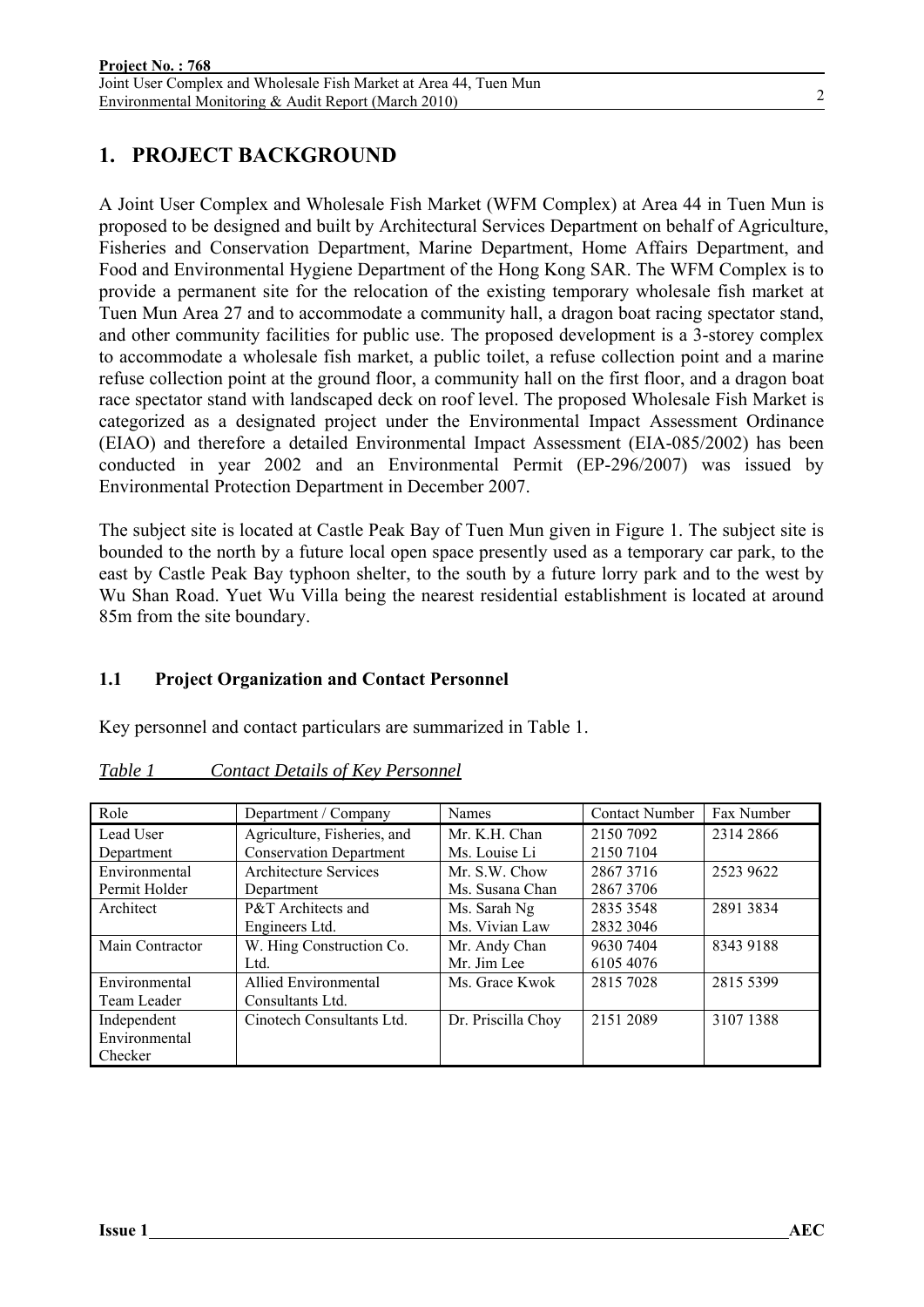# 1. PROJECT BACKGROUND

A Joint User Complex and Wholesale Fish Market (WFM Complex) at Area 44 in Tuen Mun is proposed to be designed and built by Architectural Services Department on behalf of Agriculture, Fisheries and Conservation Department, Marine Department, Home Affairs Department, and Food and Environmental Hygiene Department of the Hong Kong SAR. The WFM Complex is to provide a permanent site for the relocation of the existing temporary wholesale fish market at Tuen Mun Area 27 and to accommodate a community hall, a dragon boat racing spectator stand, and other community facilities for public use. The proposed development is a 3-storey complex to accommodate a wholesale fish market, a public toilet, a refuse collection point and a marine refuse collection point at the ground floor, a community hall on the first floor, and a dragon boat race spectator stand with landscaped deck on roof level. The proposed Wholesale Fish Market is categorized as a designated project under the Environmental Impact Assessment Ordinance (EIAO) and therefore a detailed Environmental Impact Assessment (EIA-085/2002) has been conducted in year 2002 and an Environmental Permit (EP-296/2007) was issued by Environmental Protection Department in December 2007.

The subject site is located at Castle Peak Bay of Tuen Mun given in Figure 1. The subject site is bounded to the north by a future local open space presently used as a temporary car park, to the east by Castle Peak Bay typhoon shelter, to the south by a future lorry park and to the west by Wu Shan Road. Yuet Wu Villa being the nearest residential establishment is located at around 85m from the site boundary.

## 1.1 Project Organization and Contact Personnel

Key personnel and contact particulars are summarized in Table 1.

*Table 1 Contact Details of Key Personnel*

| Role | Department / Company | Names | Contact Number | Fax Number |
|---|---|---|---|---|
| Lead User Department | Agriculture, Fisheries, and Conservation Department | Mr. K.H. Chan<br>Ms. Louise Li | 2150 7092<br>2150 7104 | 2314 2866 |
| Environmental Permit Holder | Architecture Services Department | Mr. S.W. Chow<br>Ms. Susana Chan | 2867 3716<br>2867 3706 | 2523 9622 |
| Architect | P&T Architects and Engineers Ltd. | Ms. Sarah Ng<br>Ms. Vivian Law | 2835 3548<br>2832 3046 | 2891 3834 |
| Main Contractor | W. Hing Construction Co. Ltd. | Mr. Andy Chan<br>Mr. Jim Lee | 9630 7404<br>6105 4076 | 8343 9188 |
| Environmental Team Leader | Allied Environmental Consultants Ltd. | Ms. Grace Kwok | 2815 7028 | 2815 5399 |
| Independent Environmental Checker | Cinotech Consultants Ltd. | Dr. Priscilla Choy | 2151 2089 | 3107 1388 |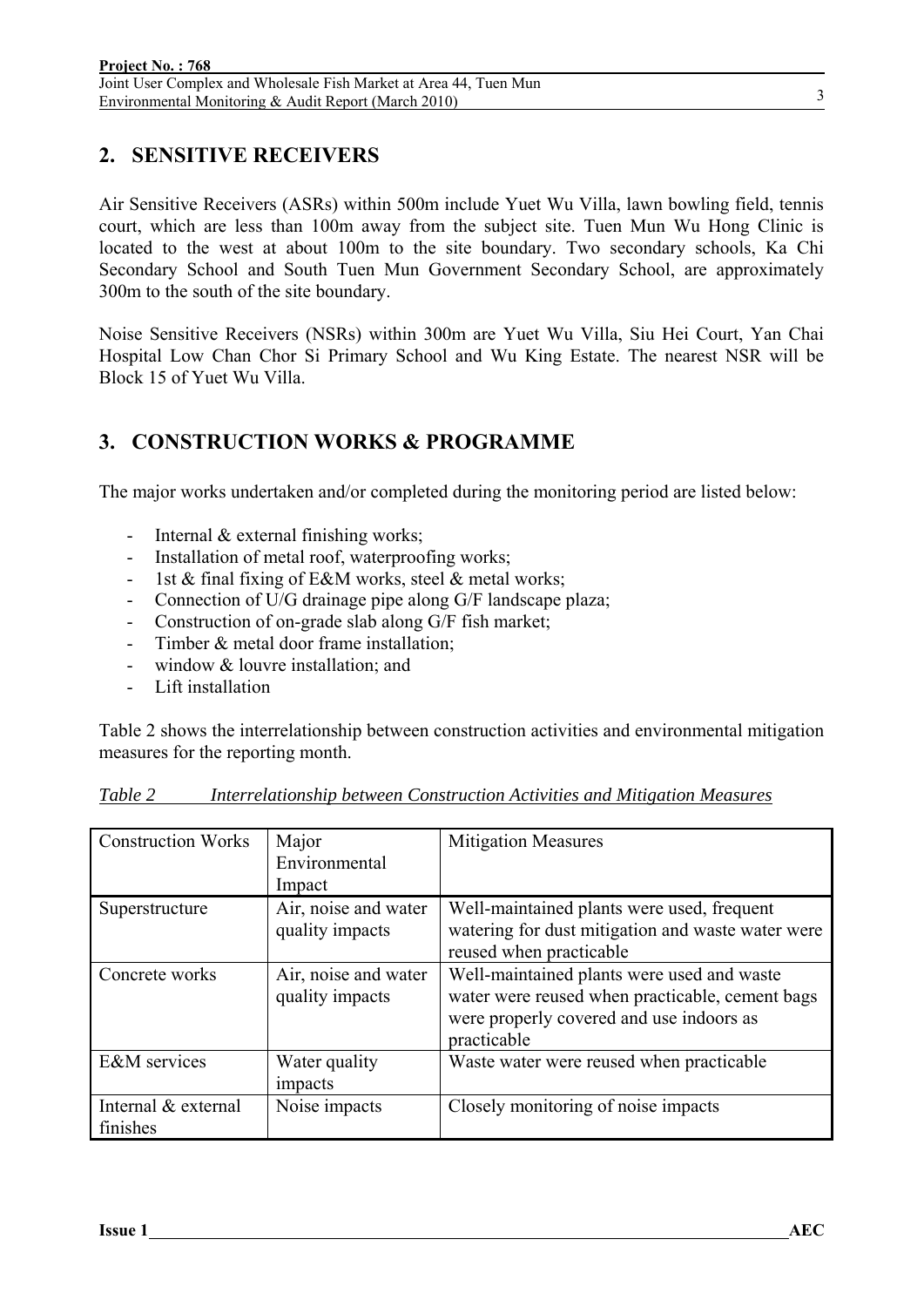## 2. SENSITIVE RECEIVERS

Air Sensitive Receivers (ASRs) within 500m include Yuet Wu Villa, lawn bowling field, tennis court, which are less than 100m away from the subject site. Tuen Mun Wu Hong Clinic is located to the west at about 100m to the site boundary. Two secondary schools, Ka Chi Secondary School and South Tuen Mun Government Secondary School, are approximately 300m to the south of the site boundary.

Noise Sensitive Receivers (NSRs) within 300m are Yuet Wu Villa, Siu Hei Court, Yan Chai Hospital Low Chan Chor Si Primary School and Wu King Estate. The nearest NSR will be Block 15 of Yuet Wu Villa.

## 3. CONSTRUCTION WORKS & PROGRAMME

The major works undertaken and/or completed during the monitoring period are listed below:

- Internal & external finishing works;
- Installation of metal roof, waterproofing works;
- 1st & final fixing of E&M works, steel & metal works;
- Connection of U/G drainage pipe along G/F landscape plaza;
- Construction of on-grade slab along G/F fish market;
- Timber & metal door frame installation;
- window & louvre installation; and
- Lift installation

Table 2 shows the interrelationship between construction activities and environmental mitigation measures for the reporting month.

*Table 2 Interrelationship between Construction Activities and Mitigation Measures*

| Construction Works | Major Environmental Impact | Mitigation Measures |
|---|---|---|
| Superstructure | Air, noise and water quality impacts | Well-maintained plants were used, frequent watering for dust mitigation and waste water were reused when practicable |
| Concrete works | Air, noise and water quality impacts | Well-maintained plants were used and waste water were reused when practicable, cement bags were properly covered and use indoors as practicable |
| E&M services | Water quality impacts | Waste water were reused when practicable |
| Internal & external finishes | Noise impacts | Closely monitoring of noise impacts |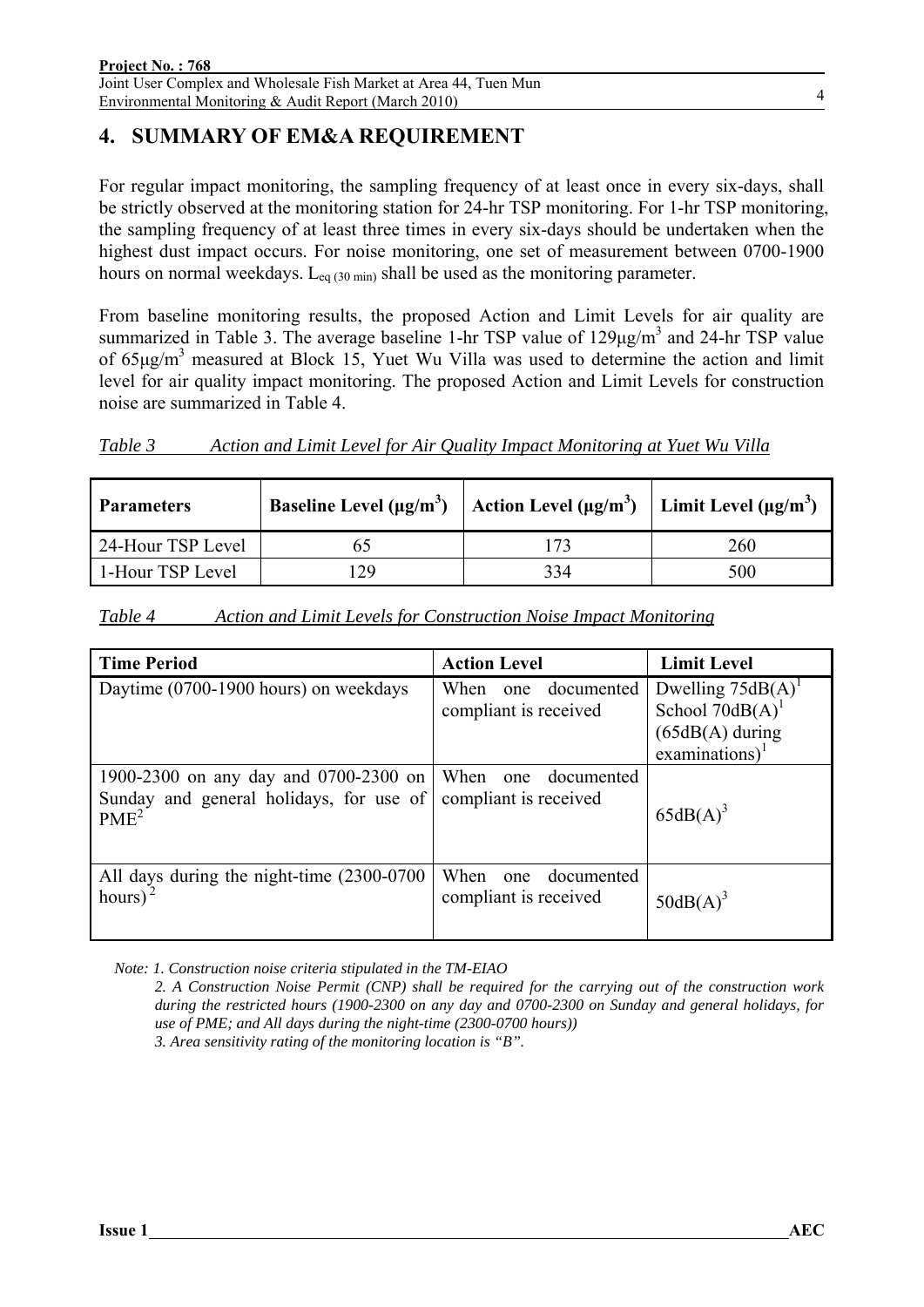# 4. SUMMARY OF EM&A REQUIREMENT

For regular impact monitoring, the sampling frequency of at least once in every six-days, shall be strictly observed at the monitoring station for 24-hr TSP monitoring. For 1-hr TSP monitoring, the sampling frequency of at least three times in every six-days should be undertaken when the highest dust impact occurs. For noise monitoring, one set of measurement between 0700-1900 hours on normal weekdays. $L_{eq\ (30\ min)}$ shall be used as the monitoring parameter.

From baseline monitoring results, the proposed Action and Limit Levels for air quality are summarized in Table 3. The average baseline 1-hr TSP value of 129μg/m$^3$ and 24-hr TSP value of 65μg/m$^3$ measured at Block 15, Yuet Wu Villa was used to determine the action and limit level for air quality impact monitoring. The proposed Action and Limit Levels for construction noise are summarized in Table 4.

*Table 3 Action and Limit Level for Air Quality Impact Monitoring at Yuet Wu Villa*

| Parameters | Baseline Level (μg/m$^3$) | Action Level (μg/m$^3$) | Limit Level (μg/m$^3$) |
|---|---|---|---|
| 24-Hour TSP Level | 65 | 173 | 260 |
| 1-Hour TSP Level | 129 | 334 | 500 |

*Table 4 Action and Limit Levels for Construction Noise Impact Monitoring*

| Time Period | Action Level | Limit Level |
|---|---|---|
| Daytime (0700-1900 hours) on weekdays | When one documented compliant is received | Dwelling 75dB(A)[1] School 70dB(A)[1] (65dB(A) during examinations)[1] |
| 1900-2300 on any day and 0700-2300 on Sunday and general holidays, for use of PME[2] | When one documented compliant is received | 65dB(A)[3] |
| All days during the night-time (2300-0700 hours)[2] | When one documented compliant is received | 50dB(A)[3] |

*Note: 1. Construction noise criteria stipulated in the TM-EIAO*

*2. A Construction Noise Permit (CNP) shall be required for the carrying out of the construction work during the restricted hours (1900-2300 on any day and 0700-2300 on Sunday and general holidays, for use of PME; and All days during the night-time (2300-0700 hours))*

*3. Area sensitivity rating of the monitoring location is "B".*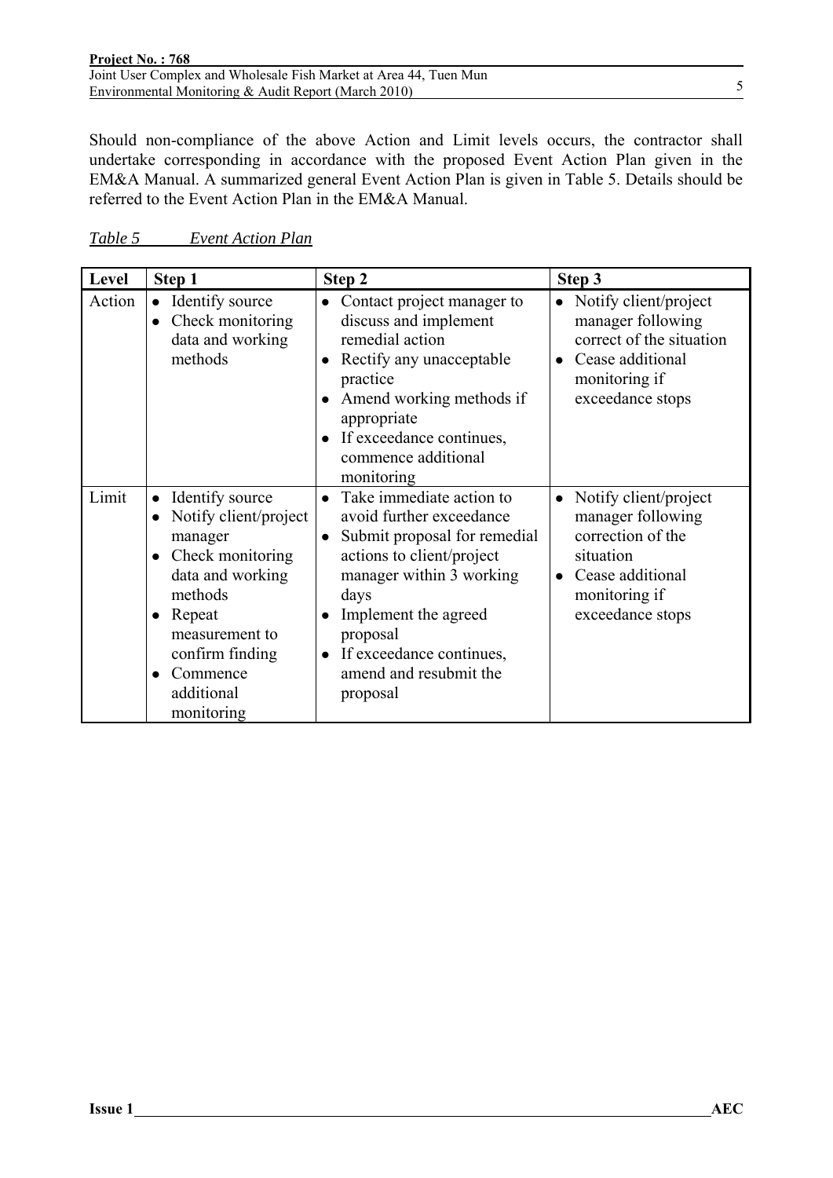Should non-compliance of the above Action and Limit levels occurs, the contractor shall undertake corresponding in accordance with the proposed Event Action Plan given in the EM&A Manual. A summarized general Event Action Plan is given in Table 5. Details should be referred to the Event Action Plan in the EM&A Manual.

*Table 5 Event Action Plan*

| Level | Step 1 | Step 2 | Step 3 |
|---|---|---|---|
| Action | • Identify source<br>• Check monitoring data and working methods | • Contact project manager to discuss and implement remedial action<br>• Rectify any unacceptable practice<br>• Amend working methods if appropriate<br>• If exceedance continues, commence additional monitoring | • Notify client/project manager following correct of the situation<br>• Cease additional monitoring if exceedance stops |
| Limit | • Identify source<br>• Notify client/project manager<br>• Check monitoring data and working methods<br>• Repeat measurement to confirm finding<br>• Commence additional monitoring | • Take immediate action to avoid further exceedance<br>• Submit proposal for remedial actions to client/project manager within 3 working days<br>• Implement the agreed proposal<br>• If exceedance continues, amend and resubmit the proposal | • Notify client/project manager following correction of the situation<br>• Cease additional monitoring if exceedance stops |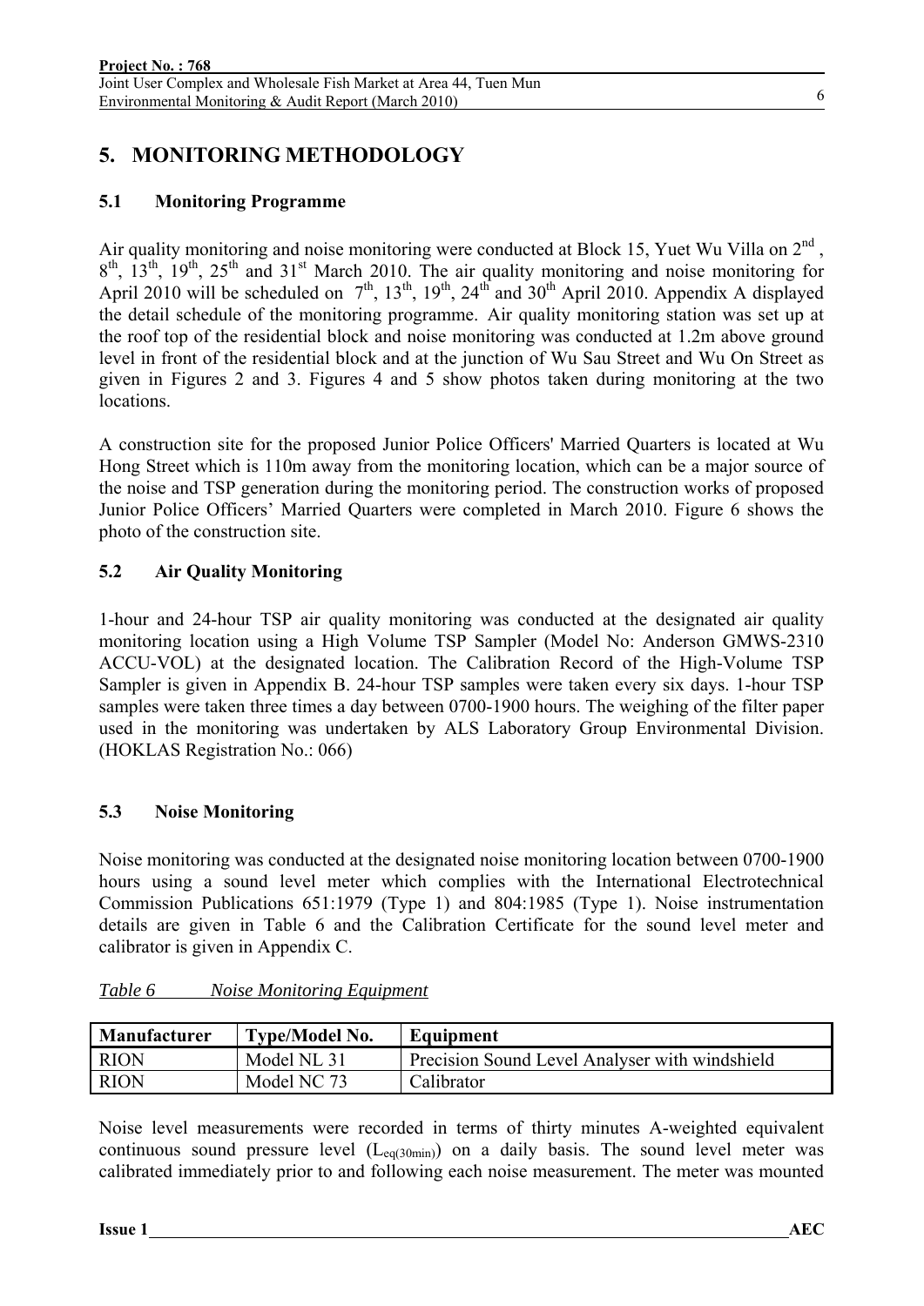# 5. MONITORING METHODOLOGY

## 5.1 Monitoring Programme

Air quality monitoring and noise monitoring were conducted at Block 15, Yuet Wu Villa on 2nd, 8th, 13th, 19th, 25th and 31st March 2010. The air quality monitoring and noise monitoring for April 2010 will be scheduled on 7th, 13th, 19th, 24th and 30th April 2010. Appendix A displayed the detail schedule of the monitoring programme. Air quality monitoring station was set up at the roof top of the residential block and noise monitoring was conducted at 1.2m above ground level in front of the residential block and at the junction of Wu Sau Street and Wu On Street as given in Figures 2 and 3. Figures 4 and 5 show photos taken during monitoring at the two locations.

A construction site for the proposed Junior Police Officers' Married Quarters is located at Wu Hong Street which is 110m away from the monitoring location, which can be a major source of the noise and TSP generation during the monitoring period. The construction works of proposed Junior Police Officers' Married Quarters were completed in March 2010. Figure 6 shows the photo of the construction site.

## 5.2 Air Quality Monitoring

1-hour and 24-hour TSP air quality monitoring was conducted at the designated air quality monitoring location using a High Volume TSP Sampler (Model No: Anderson GMWS-2310 ACCU-VOL) at the designated location. The Calibration Record of the High-Volume TSP Sampler is given in Appendix B. 24-hour TSP samples were taken every six days. 1-hour TSP samples were taken three times a day between 0700-1900 hours. The weighing of the filter paper used in the monitoring was undertaken by ALS Laboratory Group Environmental Division. (HOKLAS Registration No.: 066)

## 5.3 Noise Monitoring

Noise monitoring was conducted at the designated noise monitoring location between 0700-1900 hours using a sound level meter which complies with the International Electrotechnical Commission Publications 651:1979 (Type 1) and 804:1985 (Type 1). Noise instrumentation details are given in Table 6 and the Calibration Certificate for the sound level meter and calibrator is given in Appendix C.

*Table 6 Noise Monitoring Equipment*

| Manufacturer | Type/Model No. | Equipment |
|---|---|---|
| RION | Model NL 31 | Precision Sound Level Analyser with windshield |
| RION | Model NC 73 | Calibrator |

Noise level measurements were recorded in terms of thirty minutes A-weighted equivalent continuous sound pressure level ($L_{eq(30min)}$) on a daily basis. The sound level meter was calibrated immediately prior to and following each noise measurement. The meter was mounted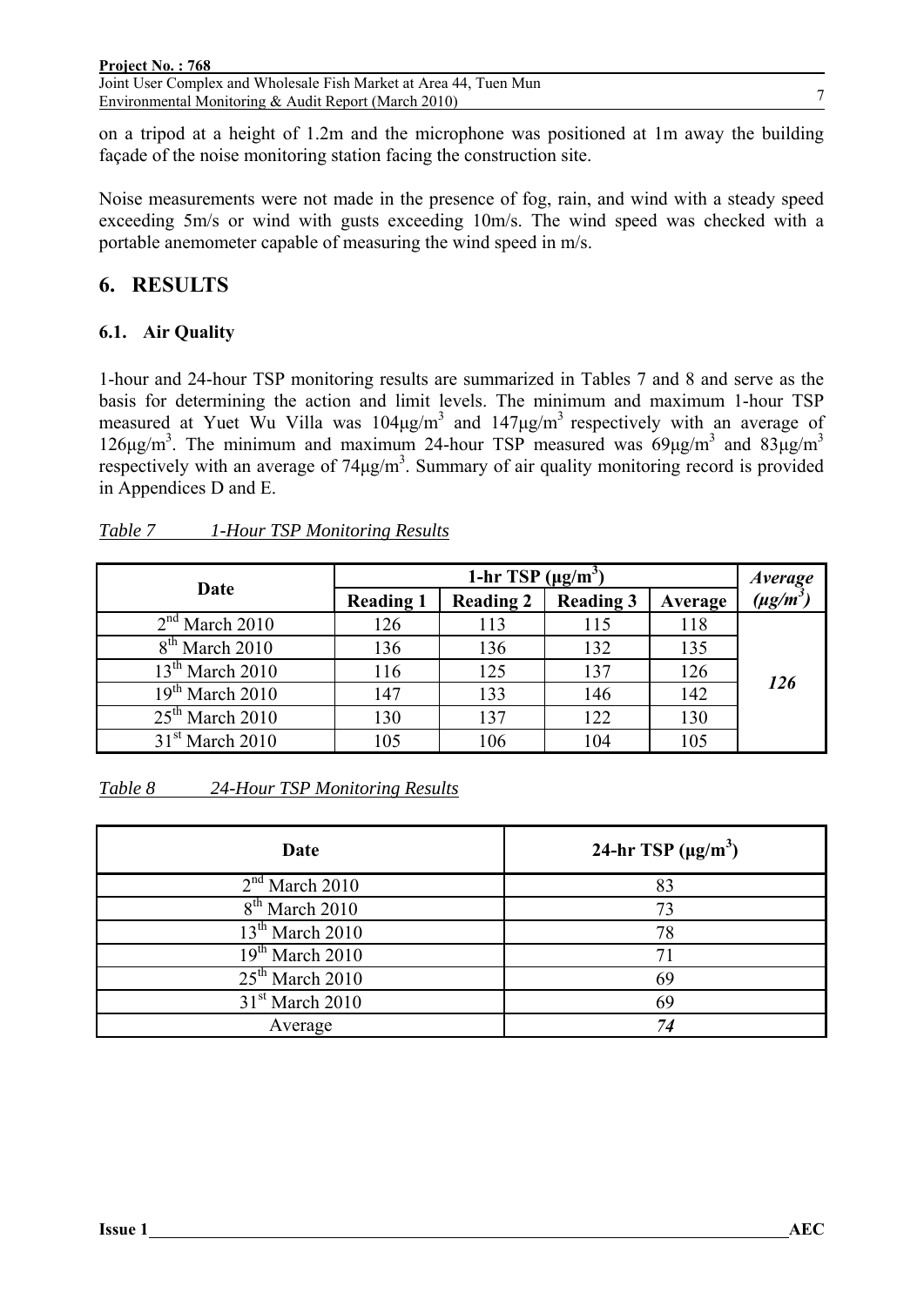on a tripod at a height of 1.2m and the microphone was positioned at 1m away the building façade of the noise monitoring station facing the construction site.

Noise measurements were not made in the presence of fog, rain, and wind with a steady speed exceeding 5m/s or wind with gusts exceeding 10m/s. The wind speed was checked with a portable anemometer capable of measuring the wind speed in m/s.

## 6. RESULTS

### 6.1. Air Quality

1-hour and 24-hour TSP monitoring results are summarized in Tables 7 and 8 and serve as the basis for determining the action and limit levels. The minimum and maximum 1-hour TSP measured at Yuet Wu Villa was 104μg/m$^3$ and 147μg/m$^3$ respectively with an average of 126μg/m$^3$. The minimum and maximum 24-hour TSP measured was 69μg/m$^3$ and 83μg/m$^3$ respectively with an average of 74μg/m$^3$. Summary of air quality monitoring record is provided in Appendices D and E.

*Table 7 1-Hour TSP Monitoring Results*

| Date | 1-hr TSP (μg/m$^3$) | | | | *Average (μg/m$^3$)* |
|---|---|---|---|---|---|
| | Reading 1 | Reading 2 | Reading 3 | Average | |
| 2$^{nd}$ March 2010 | 126 | 113 | 115 | 118 | ***126*** |
| 8$^{th}$ March 2010 | 136 | 136 | 132 | 135 | |
| 13$^{th}$ March 2010 | 116 | 125 | 137 | 126 | |
| 19$^{th}$ March 2010 | 147 | 133 | 146 | 142 | |
| 25$^{th}$ March 2010 | 130 | 137 | 122 | 130 | |
| 31$^{st}$ March 2010 | 105 | 106 | 104 | 105 | |

*Table 8 24-Hour TSP Monitoring Results*

| Date | 24-hr TSP (μg/m$^3$) |
|---|---|
| 2$^{nd}$ March 2010 | 83 |
| 8$^{th}$ March 2010 | 73 |
| 13$^{th}$ March 2010 | 78 |
| 19$^{th}$ March 2010 | 71 |
| 25$^{th}$ March 2010 | 69 |
| 31$^{st}$ March 2010 | 69 |
| Average | ***74*** |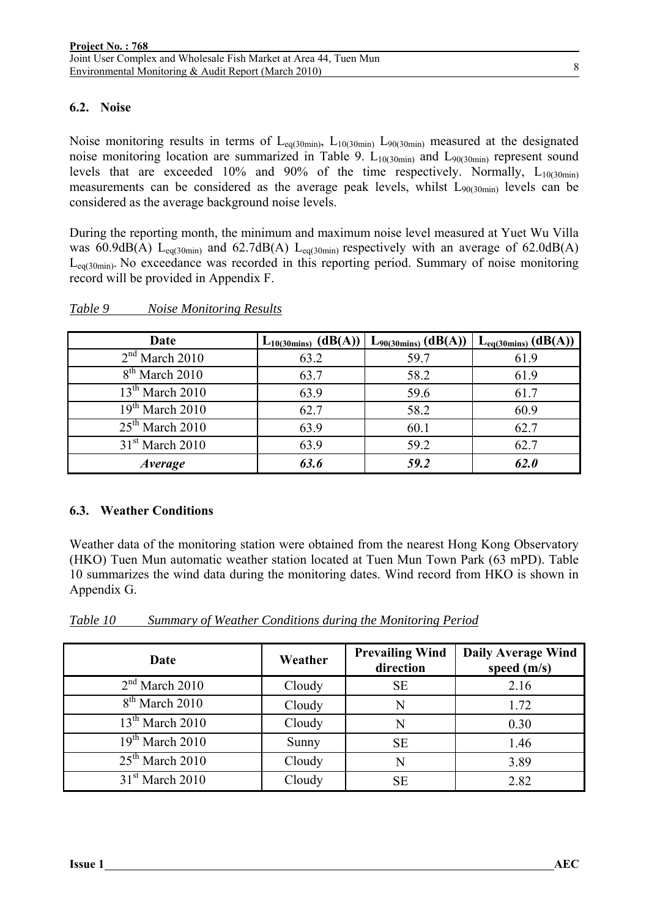## 6.2. Noise

Noise monitoring results in terms of $L_{eq(30min)}$, $L_{10(30min)}$ $L_{90(30min)}$ measured at the designated noise monitoring location are summarized in Table 9. $L_{10(30min)}$ and $L_{90(30min)}$ represent sound levels that are exceeded 10% and 90% of the time respectively. Normally, $L_{10(30min)}$ measurements can be considered as the average peak levels, whilst $L_{90(30min)}$ levels can be considered as the average background noise levels.

During the reporting month, the minimum and maximum noise level measured at Yuet Wu Villa was 60.9dB(A) $L_{eq(30min)}$ and 62.7dB(A) $L_{eq(30min)}$ respectively with an average of 62.0dB(A) $L_{eq(30min)}$. No exceedance was recorded in this reporting period. Summary of noise monitoring record will be provided in Appendix F.

*Table 9 Noise Monitoring Results*

| Date | $L_{10(30mins)}$ (dB(A)) | $L_{90(30mins)}$ (dB(A)) | $L_{eq(30mins)}$ (dB(A)) |
|---|---|---|---|
| 2nd March 2010 | 63.2 | 59.7 | 61.9 |
| 8th March 2010 | 63.7 | 58.2 | 61.9 |
| 13th March 2010 | 63.9 | 59.6 | 61.7 |
| 19th March 2010 | 62.7 | 58.2 | 60.9 |
| 25th March 2010 | 63.9 | 60.1 | 62.7 |
| 31st March 2010 | 63.9 | 59.2 | 62.7 |
| ***Average*** | ***63.6*** | ***59.2*** | ***62.0*** |

## 6.3. Weather Conditions

Weather data of the monitoring station were obtained from the nearest Hong Kong Observatory (HKO) Tuen Mun automatic weather station located at Tuen Mun Town Park (63 mPD). Table 10 summarizes the wind data during the monitoring dates. Wind record from HKO is shown in Appendix G.

*Table 10 Summary of Weather Conditions during the Monitoring Period*

| Date | Weather | Prevailing Wind direction | Daily Average Wind speed (m/s) |
|---|---|---|---|
| 2nd March 2010 | Cloudy | SE | 2.16 |
| 8th March 2010 | Cloudy | N | 1.72 |
| 13th March 2010 | Cloudy | N | 0.30 |
| 19th March 2010 | Sunny | SE | 1.46 |
| 25th March 2010 | Cloudy | N | 3.89 |
| 31st March 2010 | Cloudy | SE | 2.82 |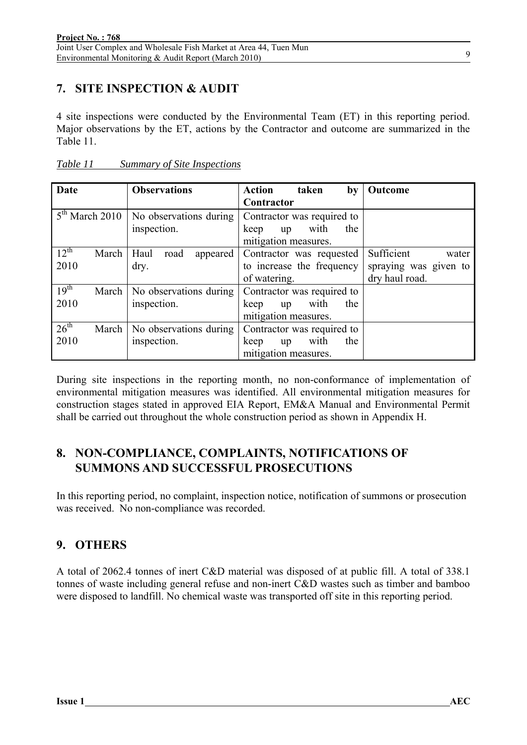## 7. SITE INSPECTION & AUDIT

4 site inspections were conducted by the Environmental Team (ET) in this reporting period. Major observations by the ET, actions by the Contractor and outcome are summarized in the Table 11.

*Table 11 Summary of Site Inspections*

| Date | Observations | Action taken by Contractor | Outcome |
|---|---|---|---|
| 5th March 2010 | No observations during inspection. | Contractor was required to keep up with the mitigation measures. | |
| 12th March 2010 | Haul road appeared dry. | Contractor was requested to increase the frequency of watering. | Sufficient water spraying was given to dry haul road. |
| 19th March 2010 | No observations during inspection. | Contractor was required to keep up with the mitigation measures. | |
| 26th March 2010 | No observations during inspection. | Contractor was required to keep up with the mitigation measures. | |

During site inspections in the reporting month, no non-conformance of implementation of environmental mitigation measures was identified. All environmental mitigation measures for construction stages stated in approved EIA Report, EM&A Manual and Environmental Permit shall be carried out throughout the whole construction period as shown in Appendix H.

## 8. NON-COMPLIANCE, COMPLAINTS, NOTIFICATIONS OF SUMMONS AND SUCCESSFUL PROSECUTIONS

In this reporting period, no complaint, inspection notice, notification of summons or prosecution was received. No non-compliance was recorded.

## 9. OTHERS

A total of 2062.4 tonnes of inert C&D material was disposed of at public fill. A total of 338.1 tonnes of waste including general refuse and non-inert C&D wastes such as timber and bamboo were disposed to landfill. No chemical waste was transported off site in this reporting period.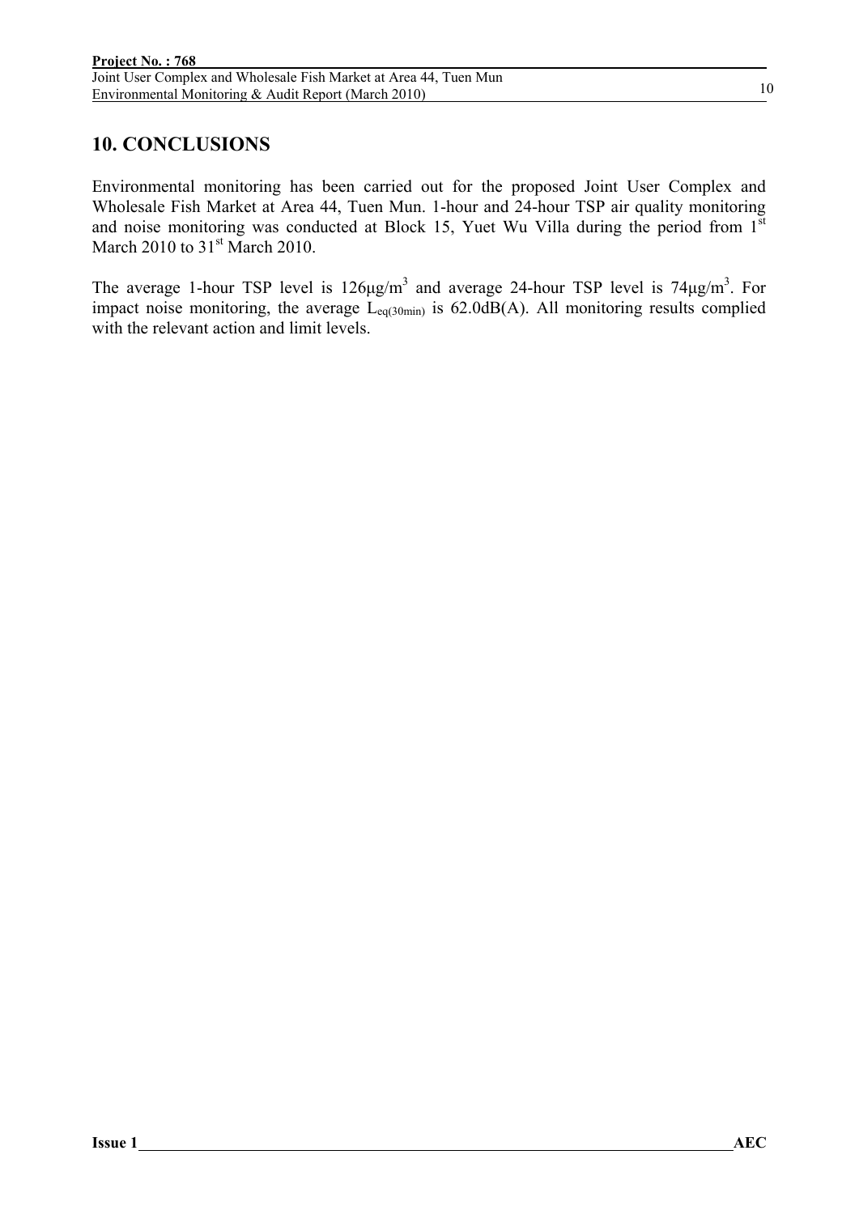## 10. CONCLUSIONS

Environmental monitoring has been carried out for the proposed Joint User Complex and Wholesale Fish Market at Area 44, Tuen Mun. 1-hour and 24-hour TSP air quality monitoring and noise monitoring was conducted at Block 15, Yuet Wu Villa during the period from 1st March 2010 to 31st March 2010.

The average 1-hour TSP level is $126\mu g/m^3$ and average 24-hour TSP level is $74\mu g/m^3$. For impact noise monitoring, the average $L_{eq(30min)}$ is 62.0dB(A). All monitoring results complied with the relevant action and limit levels.